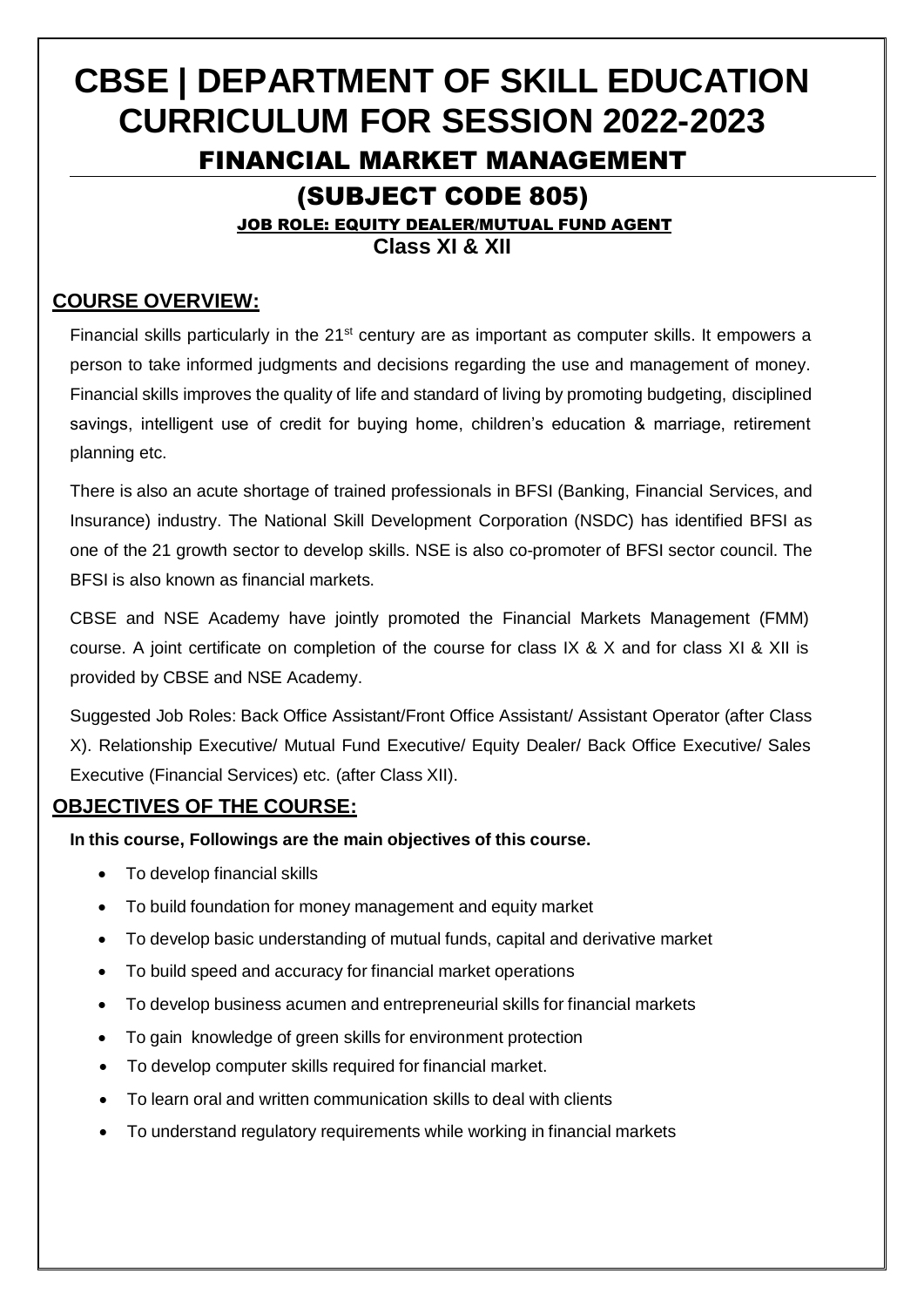# CBSE | DEPARTMENT OF SKILL EDUCATION CURRICULUM FOR SESSION 2022-2023

## FINANCIAL MARKET MANAGEMENT

## (SUBJECT CODE 805)

**JOB ROLE: EQUITY DEALER/MUTUAL FUND AGENT**

**Class XI & XII**

## COURSE OVERVIEW:

Financial skills particularly in the 21st century are as important as computer skills. It empowers a person to take informed judgments and decisions regarding the use and management of money. Financial skills improves the quality of life and standard of living by promoting budgeting, disciplined savings, intelligent use of credit for buying home, children's education & marriage, retirement planning etc.

There is also an acute shortage of trained professionals in BFSI (Banking, Financial Services, and Insurance) industry. The National Skill Development Corporation (NSDC) has identified BFSI as one of the 21 growth sector to develop skills. NSE is also co-promoter of BFSI sector council. The BFSI is also known as financial markets.

CBSE and NSE Academy have jointly promoted the Financial Markets Management (FMM) course. A joint certificate on completion of the course for class IX & X and for class XI & XII is provided by CBSE and NSE Academy.

Suggested Job Roles: Back Office Assistant/Front Office Assistant/ Assistant Operator (after Class X). Relationship Executive/ Mutual Fund Executive/ Equity Dealer/ Back Office Executive/ Sales Executive (Financial Services) etc. (after Class XII).

## OBJECTIVES OF THE COURSE:

**In this course, Followings are the main objectives of this course.**

- To develop financial skills
- To build foundation for money management and equity market
- To develop basic understanding of mutual funds, capital and derivative market
- To build speed and accuracy for financial market operations
- To develop business acumen and entrepreneurial skills for financial markets
- To gain knowledge of green skills for environment protection
- To develop computer skills required for financial market.
- To learn oral and written communication skills to deal with clients
- To understand regulatory requirements while working in financial markets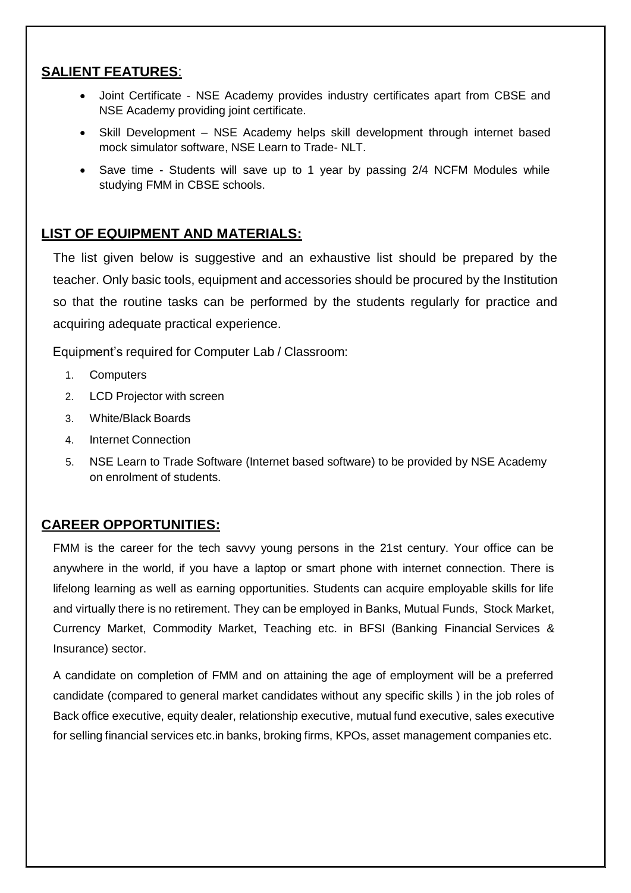## **SALIENT FEATURES**:

- Joint Certificate - NSE Academy provides industry certificates apart from CBSE and NSE Academy providing joint certificate.
- Skill Development – NSE Academy helps skill development through internet based mock simulator software, NSE Learn to Trade- NLT.
- Save time - Students will save up to 1 year by passing 2/4 NCFM Modules while studying FMM in CBSE schools.

## **LIST OF EQUIPMENT AND MATERIALS:**

The list given below is suggestive and an exhaustive list should be prepared by the teacher. Only basic tools, equipment and accessories should be procured by the Institution so that the routine tasks can be performed by the students regularly for practice and acquiring adequate practical experience.

Equipment's required for Computer Lab / Classroom:

1. Computers
2. LCD Projector with screen
3. White/Black Boards
4. Internet Connection
5. NSE Learn to Trade Software (Internet based software) to be provided by NSE Academy on enrolment of students.

## **CAREER OPPORTUNITIES:**

FMM is the career for the tech savvy young persons in the 21st century. Your office can be anywhere in the world, if you have a laptop or smart phone with internet connection. There is lifelong learning as well as earning opportunities. Students can acquire employable skills for life and virtually there is no retirement. They can be employed in Banks, Mutual Funds, Stock Market, Currency Market, Commodity Market, Teaching etc. in BFSI (Banking Financial Services & Insurance) sector.

A candidate on completion of FMM and on attaining the age of employment will be a preferred candidate (compared to general market candidates without any specific skills ) in the job roles of Back office executive, equity dealer, relationship executive, mutual fund executive, sales executive for selling financial services etc.in banks, broking firms, KPOs, asset management companies etc.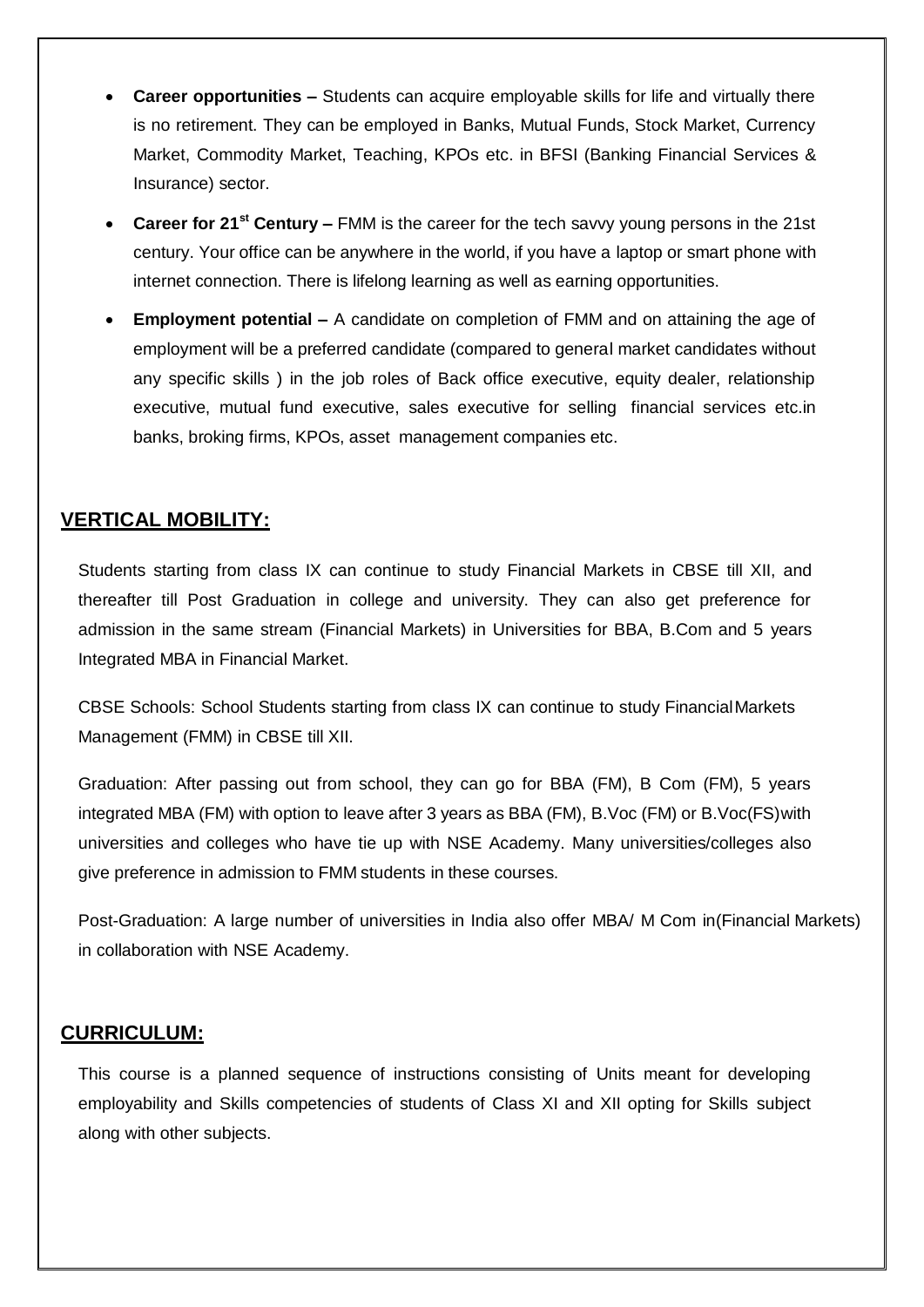- **Career opportunities –** Students can acquire employable skills for life and virtually there is no retirement. They can be employed in Banks, Mutual Funds, Stock Market, Currency Market, Commodity Market, Teaching, KPOs etc. in BFSI (Banking Financial Services & Insurance) sector.
- **Career for 21st Century –** FMM is the career for the tech savvy young persons in the 21st century. Your office can be anywhere in the world, if you have a laptop or smart phone with internet connection. There is lifelong learning as well as earning opportunities.
- **Employment potential –** A candidate on completion of FMM and on attaining the age of employment will be a preferred candidate (compared to general market candidates without any specific skills ) in the job roles of Back office executive, equity dealer, relationship executive, mutual fund executive, sales executive for selling financial services etc.in banks, broking firms, KPOs, asset management companies etc.

## VERTICAL MOBILITY:

Students starting from class IX can continue to study Financial Markets in CBSE till XII, and thereafter till Post Graduation in college and university. They can also get preference for admission in the same stream (Financial Markets) in Universities for BBA, B.Com and 5 years Integrated MBA in Financial Market.

CBSE Schools: School Students starting from class IX can continue to study Financial Markets Management (FMM) in CBSE till XII.

Graduation: After passing out from school, they can go for BBA (FM), B Com (FM), 5 years integrated MBA (FM) with option to leave after 3 years as BBA (FM), B.Voc (FM) or B.Voc(FS) with universities and colleges who have tie up with NSE Academy. Many universities/colleges also give preference in admission to FMM students in these courses.

Post-Graduation: A large number of universities in India also offer MBA/ M Com in(Financial Markets) in collaboration with NSE Academy.

## CURRICULUM:

This course is a planned sequence of instructions consisting of Units meant for developing employability and Skills competencies of students of Class XI and XII opting for Skills subject along with other subjects.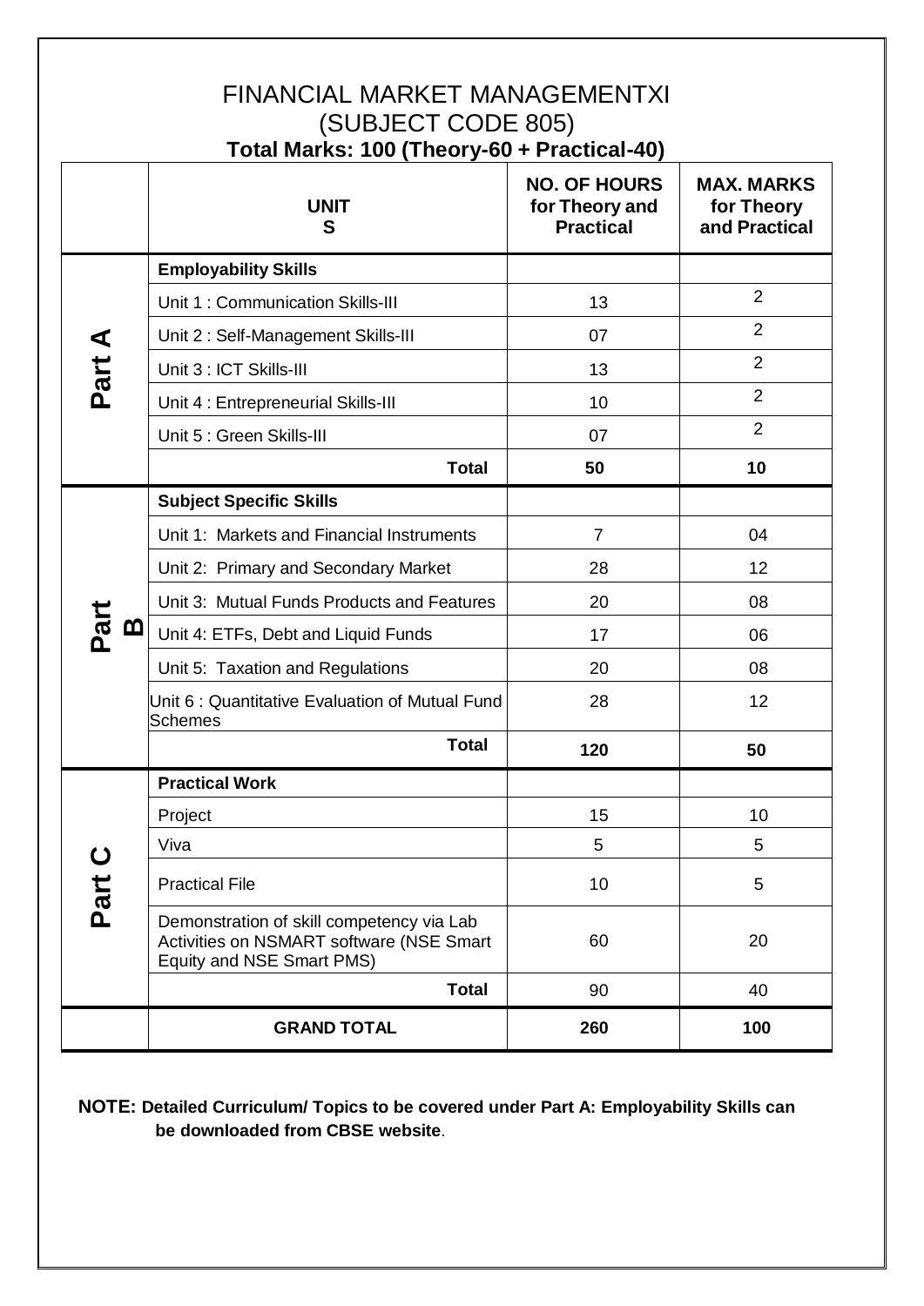# FINANCIAL MARKET MANAGEMENTXI
## (SUBJECT CODE 805)
### Total Marks: 100 (Theory-60 + Practical-40)

| | UNIT S | NO. OF HOURS for Theory and Practical | MAX. MARKS for Theory and Practical |
|---|---|---|---|
| **Part A** | **Employability Skills** | | |
| | Unit 1 : Communication Skills-III | 13 | 2 |
| | Unit 2 : Self-Management Skills-III | 07 | 2 |
| | Unit 3 : ICT Skills-III | 13 | 2 |
| | Unit 4 : Entrepreneurial Skills-III | 10 | 2 |
| | Unit 5 : Green Skills-III | 07 | 2 |
| | **Total** | **50** | **10** |
| **Part B** | **Subject Specific Skills** | | |
| | Unit 1: Markets and Financial Instruments | 7 | 04 |
| | Unit 2: Primary and Secondary Market | 28 | 12 |
| | Unit 3: Mutual Funds Products and Features | 20 | 08 |
| | Unit 4: ETFs, Debt and Liquid Funds | 17 | 06 |
| | Unit 5: Taxation and Regulations | 20 | 08 |
| | Unit 6 : Quantitative Evaluation of Mutual Fund Schemes | 28 | 12 |
| | **Total** | **120** | **50** |
| **Part C** | **Practical Work** | | |
| | Project | 15 | 10 |
| | Viva | 5 | 5 |
| | Practical File | 10 | 5 |
| | Demonstration of skill competency via Lab Activities on NSMART software (NSE Smart Equity and NSE Smart PMS) | 60 | 20 |
| | **Total** | 90 | 40 |
| | **GRAND TOTAL** | **260** | **100** |

**NOTE: Detailed Curriculum/ Topics to be covered under Part A: Employability Skills can be downloaded from CBSE website**.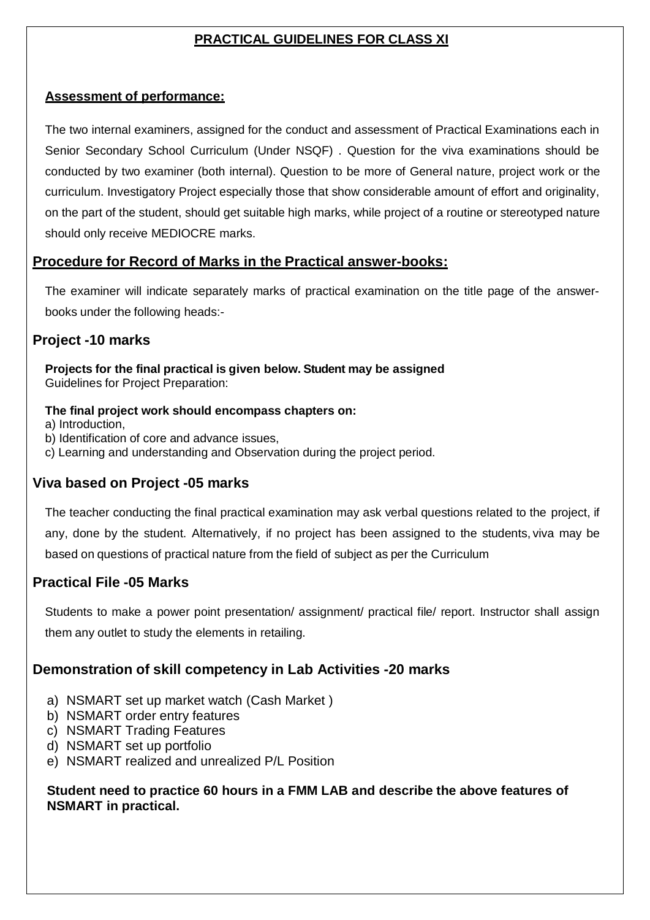## PRACTICAL GUIDELINES FOR CLASS XI

### Assessment of performance:

The two internal examiners, assigned for the conduct and assessment of Practical Examinations each in Senior Secondary School Curriculum (Under NSQF) . Question for the viva examinations should be conducted by two examiner (both internal). Question to be more of General nature, project work or the curriculum. Investigatory Project especially those that show considerable amount of effort and originality, on the part of the student, should get suitable high marks, while project of a routine or stereotyped nature should only receive MEDIOCRE marks.

### Procedure for Record of Marks in the Practical answer-books:

The examiner will indicate separately marks of practical examination on the title page of the answer-books under the following heads:-

### Project -10 marks

**Projects for the final practical is given below. Student may be assigned**
Guidelines for Project Preparation:

**The final project work should encompass chapters on:**

a) Introduction,
b) Identification of core and advance issues,
c) Learning and understanding and Observation during the project period.

### Viva based on Project -05 marks

The teacher conducting the final practical examination may ask verbal questions related to the project, if any, done by the student. Alternatively, if no project has been assigned to the students, viva may be based on questions of practical nature from the field of subject as per the Curriculum

### Practical File -05 Marks

Students to make a power point presentation/ assignment/ practical file/ report. Instructor shall assign them any outlet to study the elements in retailing.

### Demonstration of skill competency in Lab Activities -20 marks

a) NSMART set up market watch (Cash Market )
b) NSMART order entry features
c) NSMART Trading Features
d) NSMART set up portfolio
e) NSMART realized and unrealized P/L Position

**Student need to practice 60 hours in a FMM LAB and describe the above features of NSMART in practical.**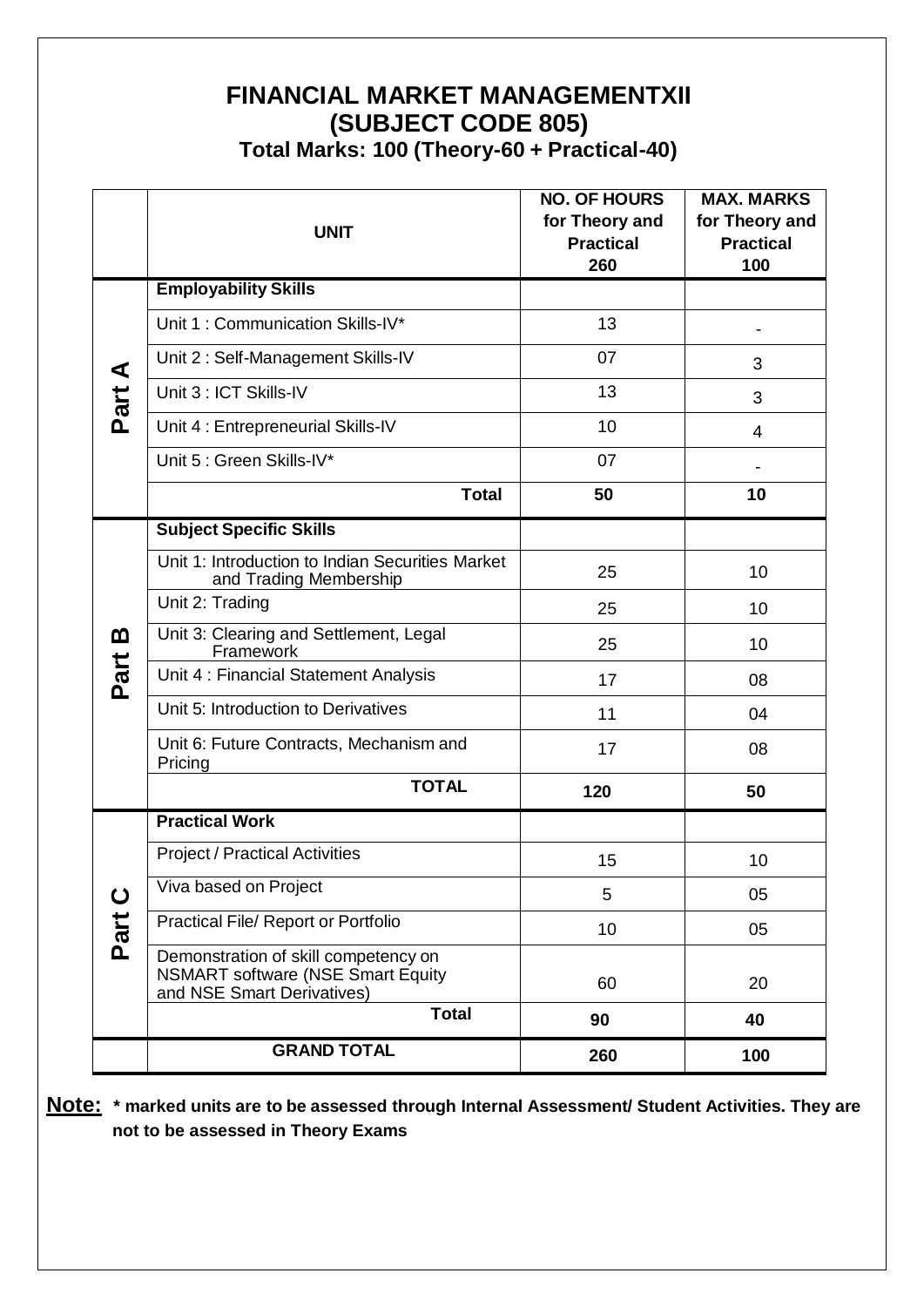# FINANCIAL MARKET MANAGEMENTXII
## (SUBJECT CODE 805)
### Total Marks: 100 (Theory-60 + Practical-40)

| | UNIT | NO. OF HOURS for Theory and Practical 260 | MAX. MARKS for Theory and Practical 100 |
|---|---|---|---|
| Part A | **Employability Skills** | | |
| | Unit 1 : Communication Skills-IV* | 13 | - |
| | Unit 2 : Self-Management Skills-IV | 07 | 3 |
| | Unit 3 : ICT Skills-IV | 13 | 3 |
| | Unit 4 : Entrepreneurial Skills-IV | 10 | 4 |
| | Unit 5 : Green Skills-IV* | 07 | - |
| | **Total** | **50** | **10** |
| Part B | **Subject Specific Skills** | | |
| | Unit 1: Introduction to Indian Securities Market and Trading Membership | 25 | 10 |
| | Unit 2: Trading | 25 | 10 |
| | Unit 3: Clearing and Settlement, Legal Framework | 25 | 10 |
| | Unit 4 : Financial Statement Analysis | 17 | 08 |
| | Unit 5: Introduction to Derivatives | 11 | 04 |
| | Unit 6: Future Contracts, Mechanism and Pricing | 17 | 08 |
| | **TOTAL** | **120** | **50** |
| Part C | **Practical Work** | | |
| | Project / Practical Activities | 15 | 10 |
| | Viva based on Project | 5 | 05 |
| | Practical File/ Report or Portfolio | 10 | 05 |
| | Demonstration of skill competency on NSMART software (NSE Smart Equity and NSE Smart Derivatives) | 60 | 20 |
| | **Total** | **90** | **40** |
| | **GRAND TOTAL** | **260** | **100** |

**Note:** **\* marked units are to be assessed through Internal Assessment/ Student Activities. They are not to be assessed in Theory Exams**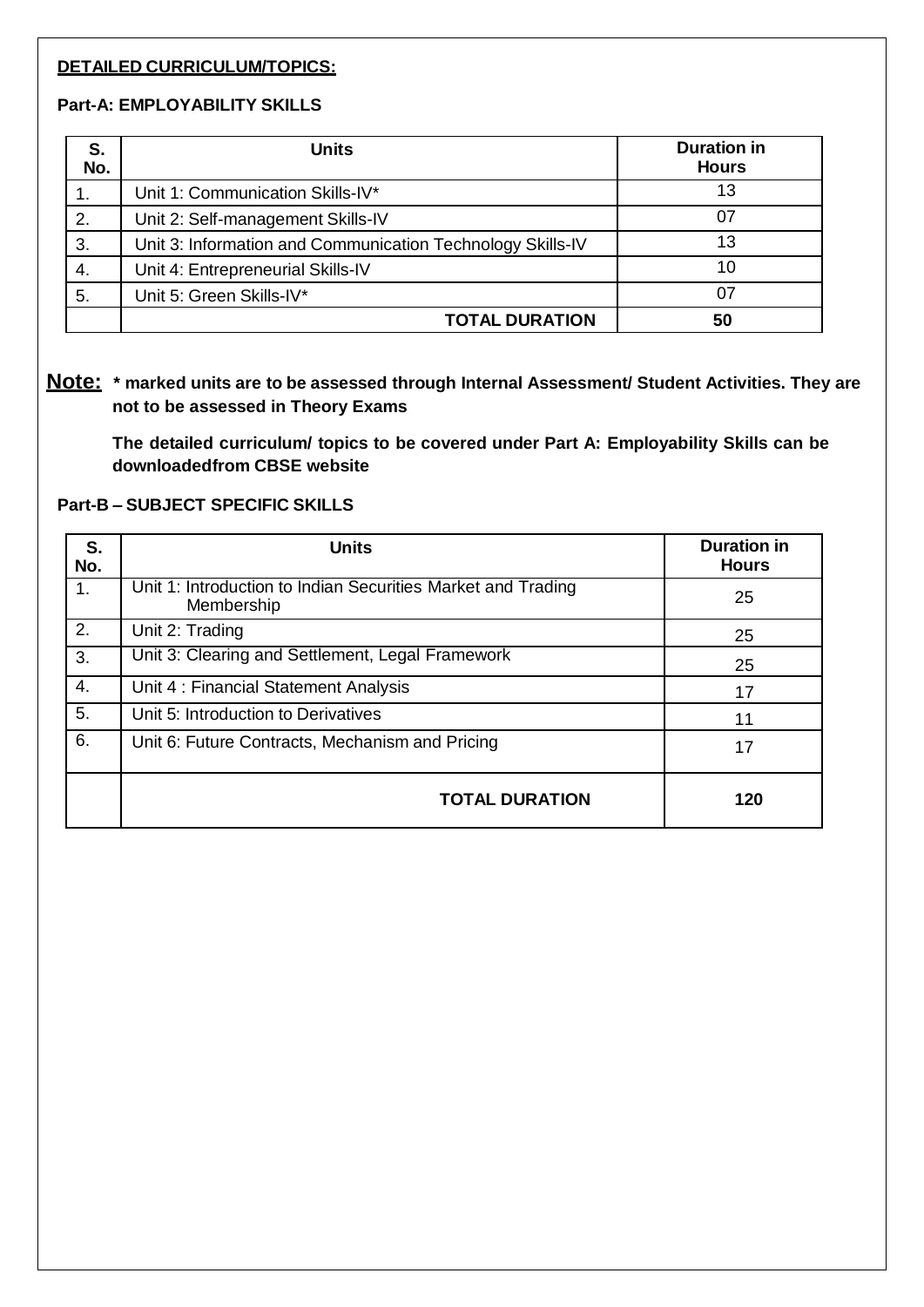**DETAILED CURRICULUM/TOPICS:**

**Part-A: EMPLOYABILITY SKILLS**

| S. No. | Units | Duration in Hours |
|---|---|---|
| 1. | Unit 1: Communication Skills-IV* | 13 |
| 2. | Unit 2: Self-management Skills-IV | 07 |
| 3. | Unit 3: Information and Communication Technology Skills-IV | 13 |
| 4. | Unit 4: Entrepreneurial Skills-IV | 10 |
| 5. | Unit 5: Green Skills-IV* | 07 |
| | **TOTAL DURATION** | **50** |

**Note: * marked units are to be assessed through Internal Assessment/ Student Activities. They are not to be assessed in Theory Exams**

**The detailed curriculum/ topics to be covered under Part A: Employability Skills can be downloadedfrom CBSE website**

**Part-B – SUBJECT SPECIFIC SKILLS**

| S. No. | Units | Duration in Hours |
|---|---|---|
| 1. | Unit 1: Introduction to Indian Securities Market and Trading Membership | 25 |
| 2. | Unit 2: Trading | 25 |
| 3. | Unit 3: Clearing and Settlement, Legal Framework | 25 |
| 4. | Unit 4 : Financial Statement Analysis | 17 |
| 5. | Unit 5: Introduction to Derivatives | 11 |
| 6. | Unit 6: Future Contracts, Mechanism and Pricing | 17 |
| | **TOTAL DURATION** | **120** |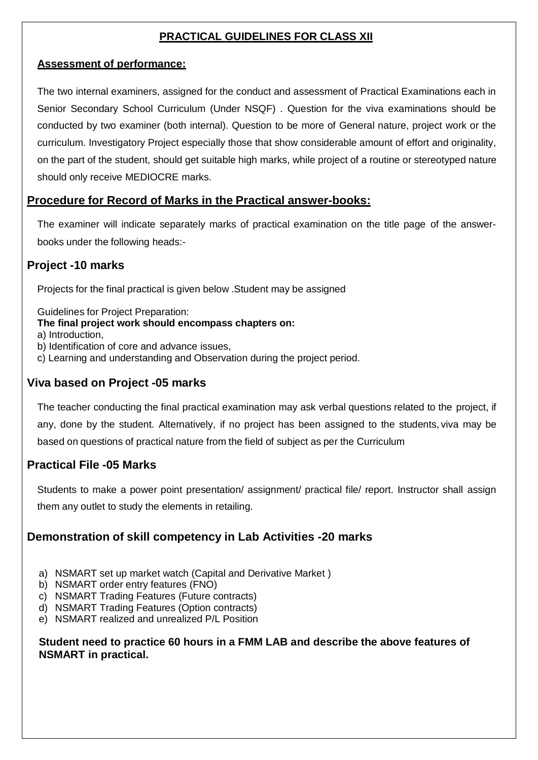# PRACTICAL GUIDELINES FOR CLASS XII

### Assessment of performance:

The two internal examiners, assigned for the conduct and assessment of Practical Examinations each in Senior Secondary School Curriculum (Under NSQF) . Question for the viva examinations should be conducted by two examiner (both internal). Question to be more of General nature, project work or the curriculum. Investigatory Project especially those that show considerable amount of effort and originality, on the part of the student, should get suitable high marks, while project of a routine or stereotyped nature should only receive MEDIOCRE marks.

## Procedure for Record of Marks in the Practical answer-books:

The examiner will indicate separately marks of practical examination on the title page of the answer-books under the following heads:-

## Project -10 marks

Projects for the final practical is given below .Student may be assigned

Guidelines for Project Preparation:

**The final project work should encompass chapters on:**

a) Introduction,

b) Identification of core and advance issues,

c) Learning and understanding and Observation during the project period.

## Viva based on Project -05 marks

The teacher conducting the final practical examination may ask verbal questions related to the project, if any, done by the student. Alternatively, if no project has been assigned to the students, viva may be based on questions of practical nature from the field of subject as per the Curriculum

## Practical File -05 Marks

Students to make a power point presentation/ assignment/ practical file/ report. Instructor shall assign them any outlet to study the elements in retailing.

## Demonstration of skill competency in Lab Activities -20 marks

a) NSMART set up market watch (Capital and Derivative Market )
b) NSMART order entry features (FNO)
c) NSMART Trading Features (Future contracts)
d) NSMART Trading Features (Option contracts)
e) NSMART realized and unrealized P/L Position

**Student need to practice 60 hours in a FMM LAB and describe the above features of NSMART in practical.**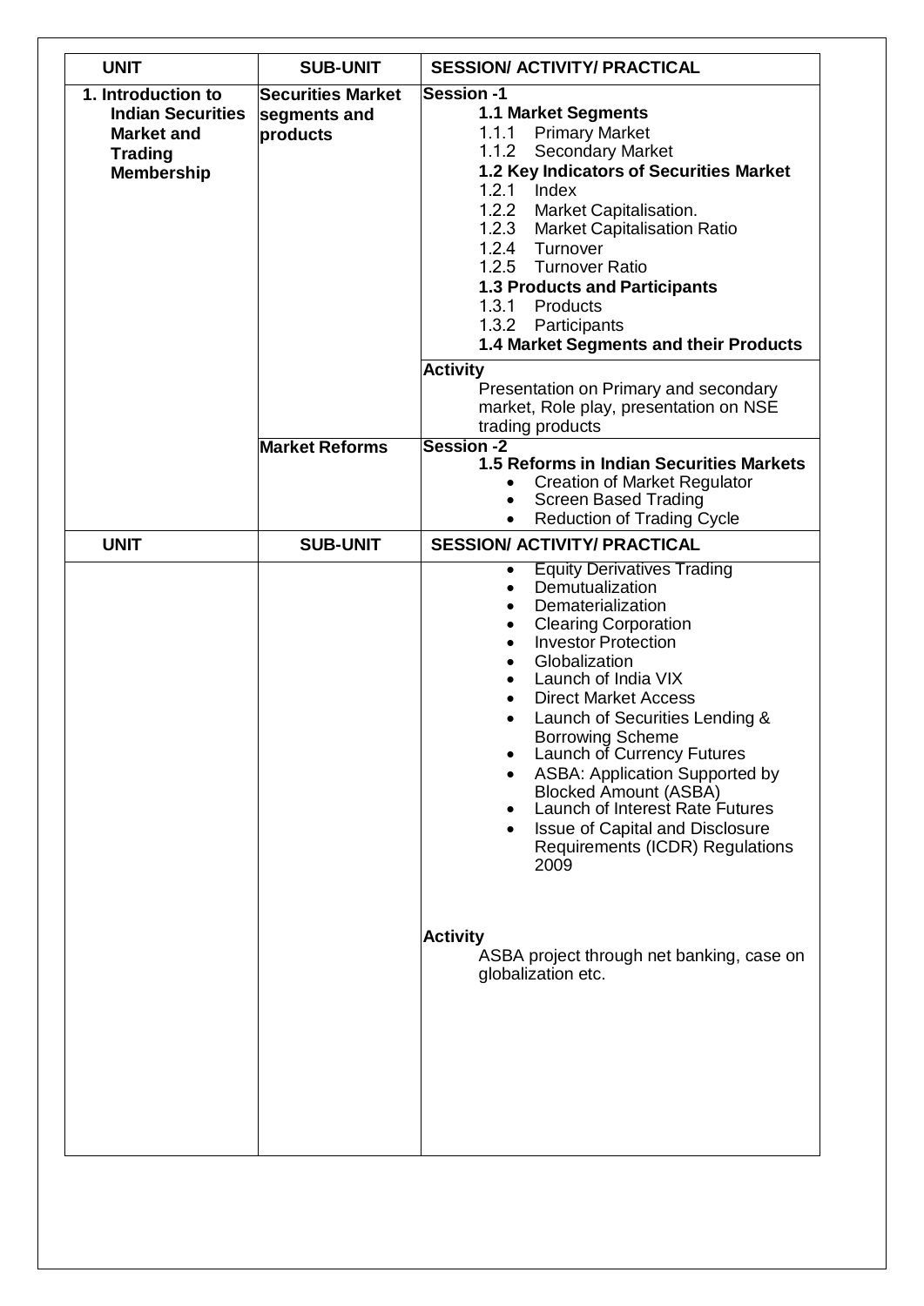| UNIT | SUB-UNIT | SESSION/ ACTIVITY/ PRACTICAL |
|---|---|---|
| **1. Introduction to Indian Securities Market and Trading Membership** | **Securities Market segments and products** | **Session -1**<br>**1.1 Market Segments**<br>1.1.1 Primary Market<br>1.1.2 Secondary Market<br>**1.2 Key Indicators of Securities Market**<br>1.2.1 Index<br>1.2.2 Market Capitalisation.<br>1.2.3 Market Capitalisation Ratio<br>1.2.4 Turnover<br>1.2.5 Turnover Ratio<br>**1.3 Products and Participants**<br>1.3.1 Products<br>1.3.2 Participants<br>**1.4 Market Segments and their Products** |
| | | **Activity**<br>Presentation on Primary and secondary market, Role play, presentation on NSE trading products |
| | **Market Reforms** | **Session -2**<br>**1.5 Reforms in Indian Securities Markets**<br>• Creation of Market Regulator<br>• Screen Based Trading<br>• Reduction of Trading Cycle |
| **UNIT** | **SUB-UNIT** | **SESSION/ ACTIVITY/ PRACTICAL** |
| | | • Equity Derivatives Trading<br>• Demutualization<br>• Dematerialization<br>• Clearing Corporation<br>• Investor Protection<br>• Globalization<br>• Launch of India VIX<br>• Direct Market Access<br>• Launch of Securities Lending & Borrowing Scheme<br>• Launch of Currency Futures<br>• ASBA: Application Supported by Blocked Amount (ASBA)<br>• Launch of Interest Rate Futures<br>• Issue of Capital and Disclosure Requirements (ICDR) Regulations 2009<br><br>**Activity**<br>ASBA project through net banking, case on globalization etc. |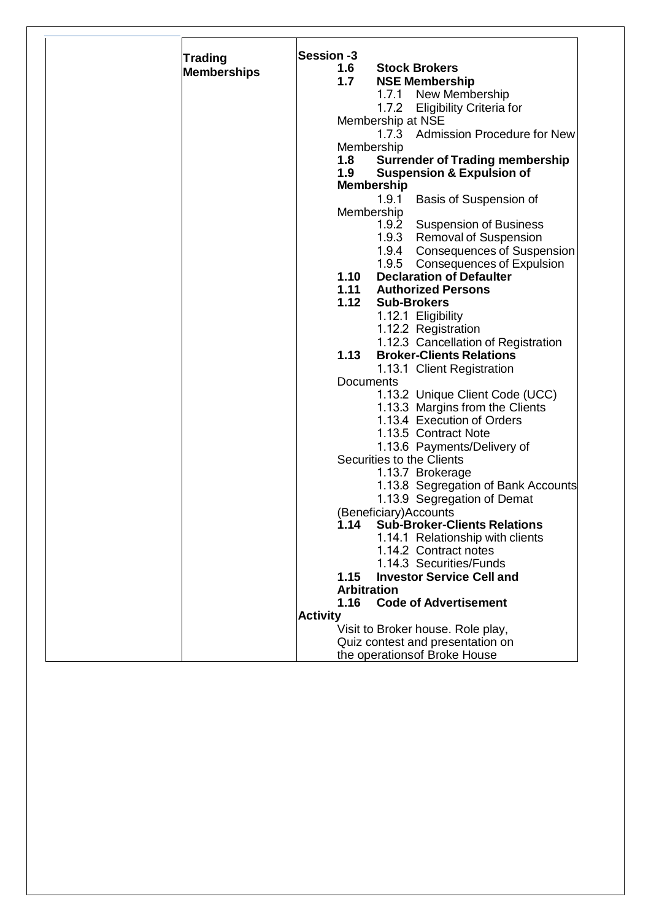| | Trading Memberships | **Session -3**<br>**1.6 Stock Brokers**<br>**1.7 NSE Membership**<br>1.7.1 New Membership<br>1.7.2 Eligibility Criteria for Membership at NSE<br>1.7.3 Admission Procedure for New Membership<br>**1.8 Surrender of Trading membership**<br>**1.9 Suspension & Expulsion of Membership**<br>1.9.1 Basis of Suspension of Membership<br>1.9.2 Suspension of Business<br>1.9.3 Removal of Suspension<br>1.9.4 Consequences of Suspension<br>1.9.5 Consequences of Expulsion<br>**1.10 Declaration of Defaulter**<br>**1.11 Authorized Persons**<br>**1.12 Sub-Brokers**<br>1.12.1 Eligibility<br>1.12.2 Registration<br>1.12.3 Cancellation of Registration<br>**1.13 Broker-Clients Relations**<br>1.13.1 Client Registration Documents<br>1.13.2 Unique Client Code (UCC)<br>1.13.3 Margins from the Clients<br>1.13.4 Execution of Orders<br>1.13.5 Contract Note<br>1.13.6 Payments/Delivery of Securities to the Clients<br>1.13.7 Brokerage<br>1.13.8 Segregation of Bank Accounts<br>1.13.9 Segregation of Demat (Beneficiary)Accounts<br>**1.14 Sub-Broker-Clients Relations**<br>1.14.1 Relationship with clients<br>1.14.2 Contract notes<br>1.14.3 Securities/Funds<br>**1.15 Investor Service Cell and Arbitration**<br>**1.16 Code of Advertisement**<br>**Activity**<br>Visit to Broker house. Role play, Quiz contest and presentation on the operationsof Broke House |
|---|---|---|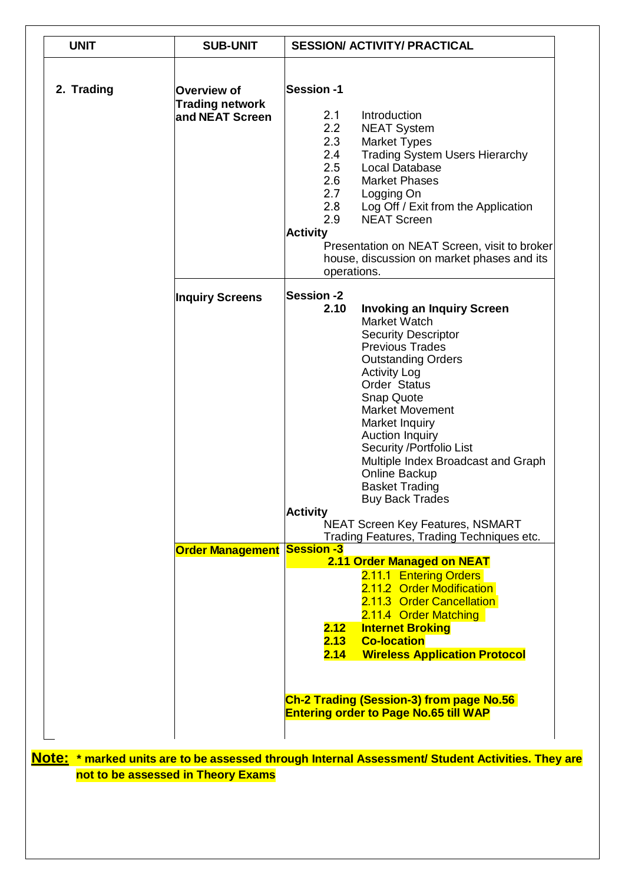| UNIT | SUB-UNIT | SESSION/ ACTIVITY/ PRACTICAL |
|---|---|---|
| **2. Trading** | **Overview of Trading network and NEAT Screen** | **Session -1**<br>2.1 Introduction<br>2.2 NEAT System<br>2.3 Market Types<br>2.4 Trading System Users Hierarchy<br>2.5 Local Database<br>2.6 Market Phases<br>2.7 Logging On<br>2.8 Log Off / Exit from the Application<br>2.9 NEAT Screen<br>**Activity**<br>Presentation on NEAT Screen, visit to broker house, discussion on market phases and its operations. |
| | **Inquiry Screens** | **Session -2**<br>**2.10 Invoking an Inquiry Screen**<br>Market Watch<br>Security Descriptor<br>Previous Trades<br>Outstanding Orders<br>Activity Log<br>Order Status<br>Snap Quote<br>Market Movement<br>Market Inquiry<br>Auction Inquiry<br>Security /Portfolio List<br>Multiple Index Broadcast and Graph<br>Online Backup<br>Basket Trading<br>Buy Back Trades<br>**Activity**<br>NEAT Screen Key Features, NSMART Trading Features, Trading Techniques etc. |
| | **Order Management** | **Session -3**<br>**2.11 Order Managed on NEAT**<br>2.11.1 Entering Orders<br>2.11.2 Order Modification<br>2.11.3 Order Cancellation<br>2.11.4 Order Matching<br>**2.12 Internet Broking**<br>**2.13 Co-location**<br>**2.14 Wireless Application Protocol**<br><br>**Ch-2 Trading (Session-3) from page No.56 Entering order to Page No.65 till WAP** |

**Note:** * **marked units are to be assessed through Internal Assessment/ Student Activities. They are not to be assessed in Theory Exams**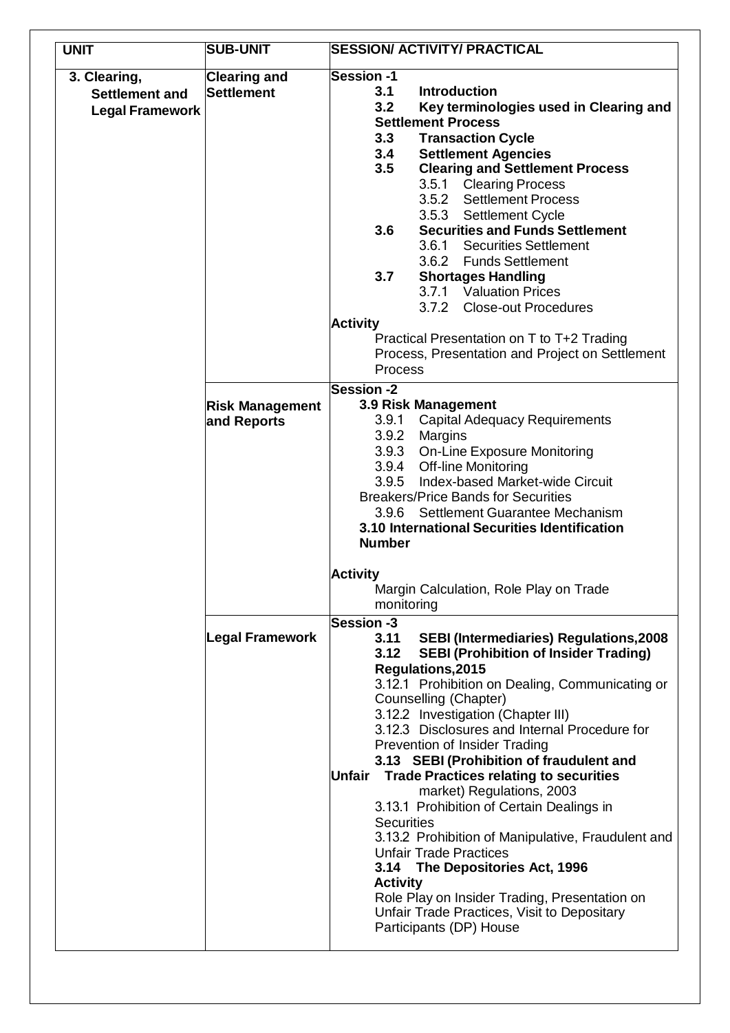| UNIT | SUB-UNIT | SESSION/ ACTIVITY/ PRACTICAL |
|---|---|---|
| 3. Clearing, Settlement and Legal Framework | Clearing and Settlement | **Session -1**<br>**3.1 Introduction**<br>**3.2 Key terminologies used in Clearing and Settlement Process**<br>**3.3 Transaction Cycle**<br>**3.4 Settlement Agencies**<br>**3.5 Clearing and Settlement Process**<br>3.5.1 Clearing Process<br>3.5.2 Settlement Process<br>3.5.3 Settlement Cycle<br>**3.6 Securities and Funds Settlement**<br>3.6.1 Securities Settlement<br>3.6.2 Funds Settlement<br>**3.7 Shortages Handling**<br>3.7.1 Valuation Prices<br>3.7.2 Close-out Procedures<br>**Activity**<br>Practical Presentation on T to T+2 Trading Process, Presentation and Project on Settlement Process |
| | Risk Management and Reports | **Session -2**<br>**3.9 Risk Management**<br>3.9.1 Capital Adequacy Requirements<br>3.9.2 Margins<br>3.9.3 On-Line Exposure Monitoring<br>3.9.4 Off-line Monitoring<br>3.9.5 Index-based Market-wide Circuit Breakers/Price Bands for Securities<br>3.9.6 Settlement Guarantee Mechanism<br>**3.10 International Securities Identification Number**<br>**Activity**<br>Margin Calculation, Role Play on Trade monitoring |
| | Legal Framework | **Session -3**<br>**3.11 SEBI (Intermediaries) Regulations,2008**<br>**3.12 SEBI (Prohibition of Insider Trading) Regulations,2015**<br>3.12.1 Prohibition on Dealing, Communicating or Counselling (Chapter)<br>3.12.2 Investigation (Chapter III)<br>3.12.3 Disclosures and Internal Procedure for Prevention of Insider Trading<br>**3.13 SEBI (Prohibition of fraudulent and Unfair Trade Practices relating to securities** market) Regulations, 2003<br>3.13.1 Prohibition of Certain Dealings in Securities<br>3.13.2 Prohibition of Manipulative, Fraudulent and Unfair Trade Practices<br>**3.14 The Depositories Act, 1996**<br>**Activity**<br>Role Play on Insider Trading, Presentation on Unfair Trade Practices, Visit to Depositary Participants (DP) House |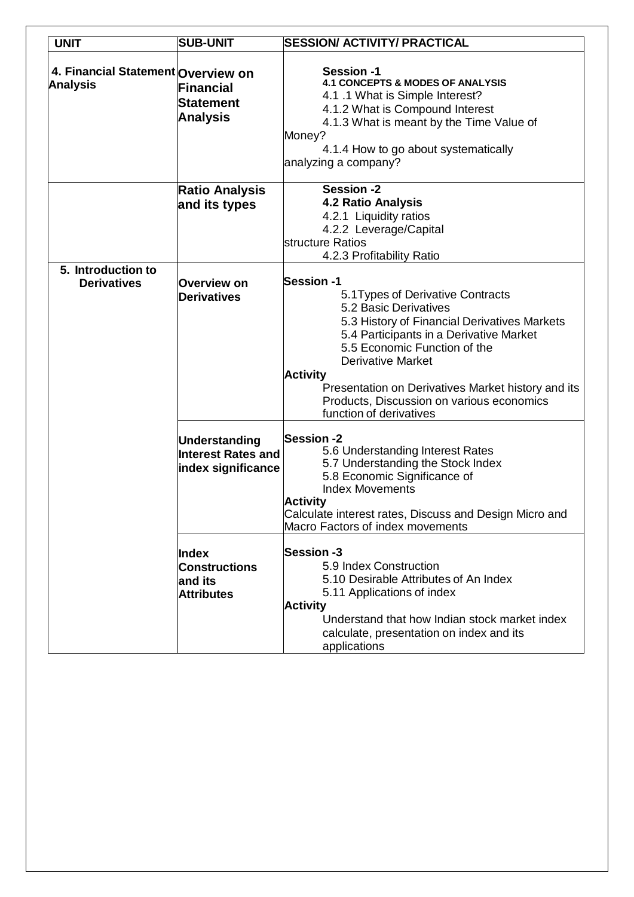| UNIT | SUB-UNIT | SESSION/ ACTIVITY/ PRACTICAL |
|---|---|---|
| **4. Financial Statement Analysis** | **Overview on Financial Statement Analysis** | **Session -1**<br>**4.1 CONCEPTS & MODES OF ANALYSIS**<br>4.1 .1 What is Simple Interest?<br>4.1.2 What is Compound Interest<br>4.1.3 What is meant by the Time Value of Money?<br>4.1.4 How to go about systematically analyzing a company? |
| | **Ratio Analysis and its types** | **Session -2**<br>**4.2 Ratio Analysis**<br>4.2.1 Liquidity ratios<br>4.2.2 Leverage/Capital structure Ratios<br>4.2.3 Profitability Ratio |
| **5. Introduction to Derivatives** | **Overview on Derivatives** | **Session -1**<br>5.1Types of Derivative Contracts<br>5.2 Basic Derivatives<br>5.3 History of Financial Derivatives Markets<br>5.4 Participants in a Derivative Market<br>5.5 Economic Function of the Derivative Market<br>**Activity**<br>Presentation on Derivatives Market history and its Products, Discussion on various economics function of derivatives |
| | **Understanding Interest Rates and index significance** | **Session -2**<br>5.6 Understanding Interest Rates<br>5.7 Understanding the Stock Index<br>5.8 Economic Significance of Index Movements<br>**Activity**<br>Calculate interest rates, Discuss and Design Micro and Macro Factors of index movements |
| | **Index Constructions and its Attributes** | **Session -3**<br>5.9 Index Construction<br>5.10 Desirable Attributes of An Index<br>5.11 Applications of index<br>**Activity**<br>Understand that how Indian stock market index calculate, presentation on index and its applications |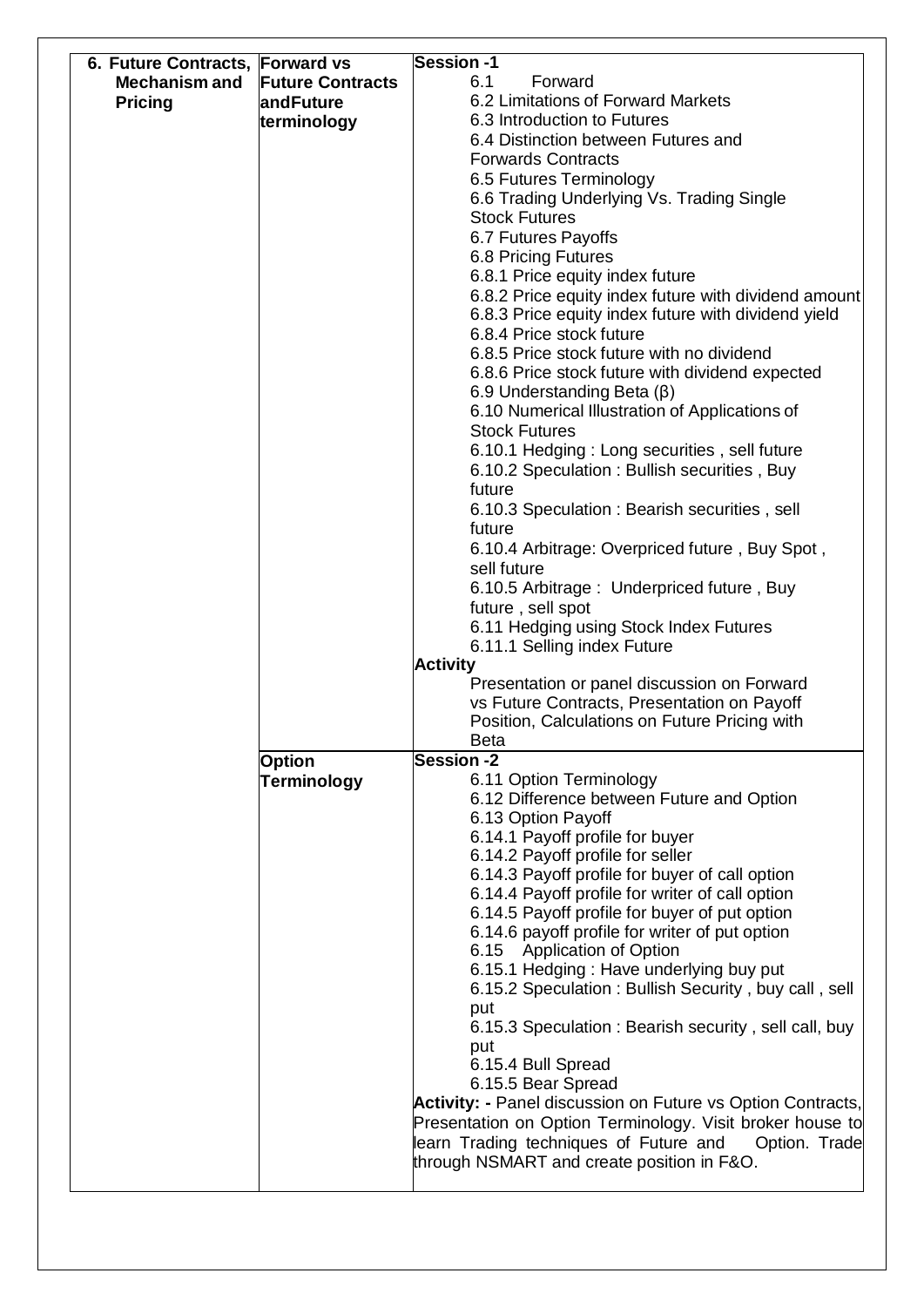| | | |
|---|---|---|
| **6. Future Contracts, Mechanism and Pricing** | **Forward vs Future Contracts andFuture terminology** | **Session -1**<br>6.1 Forward<br>6.2 Limitations of Forward Markets<br>6.3 Introduction to Futures<br>6.4 Distinction between Futures and Forwards Contracts<br>6.5 Futures Terminology<br>6.6 Trading Underlying Vs. Trading Single Stock Futures<br>6.7 Futures Payoffs<br>6.8 Pricing Futures<br>6.8.1 Price equity index future<br>6.8.2 Price equity index future with dividend amount<br>6.8.3 Price equity index future with dividend yield<br>6.8.4 Price stock future<br>6.8.5 Price stock future with no dividend<br>6.8.6 Price stock future with dividend expected<br>6.9 Understanding Beta (β)<br>6.10 Numerical Illustration of Applications of Stock Futures<br>6.10.1 Hedging : Long securities , sell future<br>6.10.2 Speculation : Bullish securities , Buy future<br>6.10.3 Speculation : Bearish securities , sell future<br>6.10.4 Arbitrage: Overpriced future , Buy Spot , sell future<br>6.10.5 Arbitrage : Underpriced future , Buy future , sell spot<br>6.11 Hedging using Stock Index Futures<br>6.11.1 Selling index Future<br>**Activity**<br>Presentation or panel discussion on Forward vs Future Contracts, Presentation on Payoff Position, Calculations on Future Pricing with Beta |
| | **Option Terminology** | **Session -2**<br>6.11 Option Terminology<br>6.12 Difference between Future and Option<br>6.13 Option Payoff<br>6.14.1 Payoff profile for buyer<br>6.14.2 Payoff profile for seller<br>6.14.3 Payoff profile for buyer of call option<br>6.14.4 Payoff profile for writer of call option<br>6.14.5 Payoff profile for buyer of put option<br>6.14.6 payoff profile for writer of put option<br>6.15 Application of Option<br>6.15.1 Hedging : Have underlying buy put<br>6.15.2 Speculation : Bullish Security , buy call , sell put<br>6.15.3 Speculation : Bearish security , sell call, buy put<br>6.15.4 Bull Spread<br>6.15.5 Bear Spread<br>**Activity: -** Panel discussion on Future vs Option Contracts, Presentation on Option Terminology. Visit broker house to learn Trading techniques of Future and Option. Trade through NSMART and create position in F&O. |